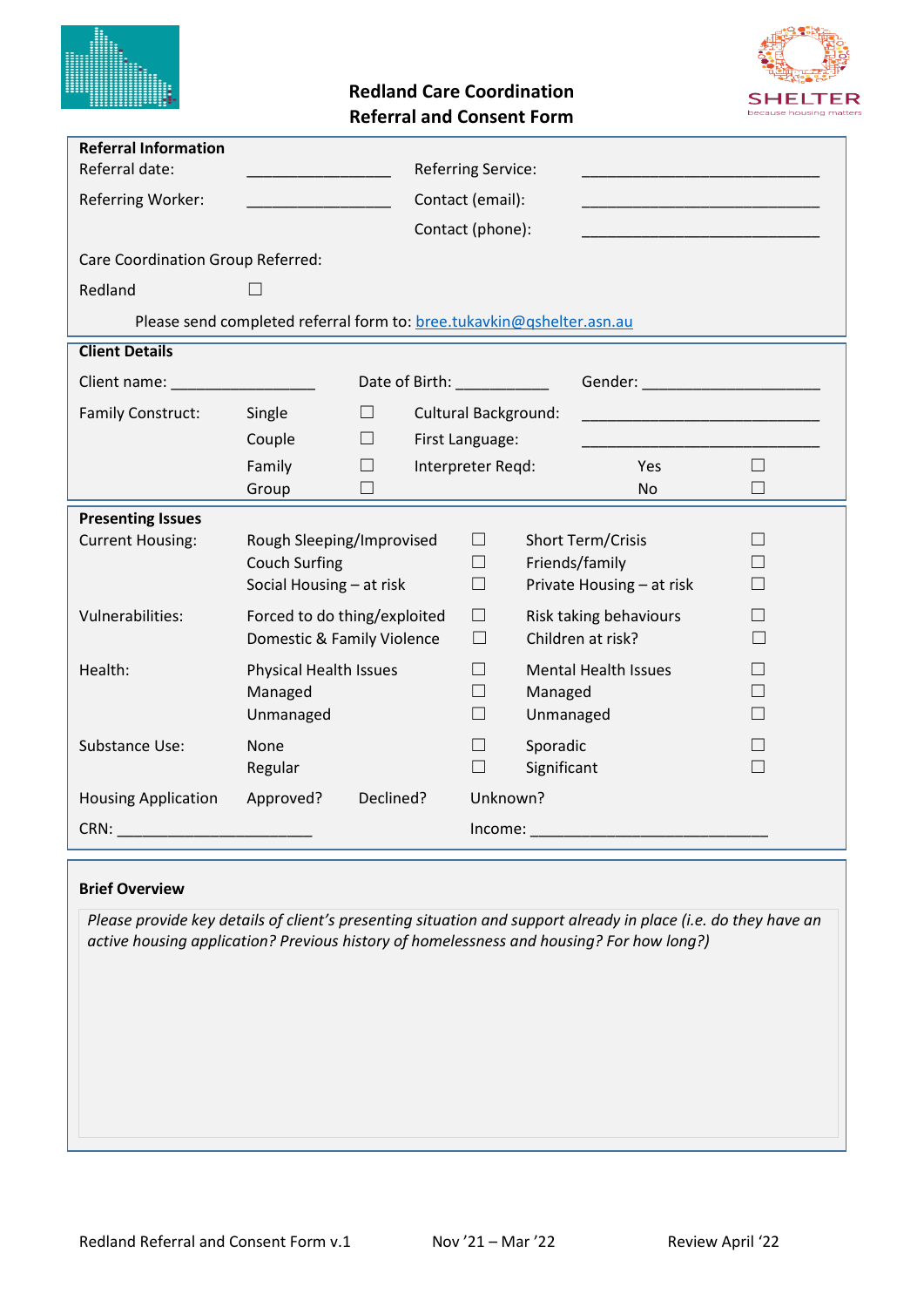# Redland Care Coordination
# Referral and Consent Form

## Referral Information

| | | | |
|---|---|---|---|
| Referral date: | __________________ | Referring Service: | ______________________________ |
| Referring Worker: | __________________ | Contact (email): | ______________________________ |
| | | Contact (phone): | ______________________________ |

Care Coordination Group Referred:

Redland ☐

Please send completed referral form to: bree.tukavkin@qshelter.asn.au

## Client Details

Client name: __________________ Date of Birth: ___________ Gender: ______________________

| | | | | | |
|---|---|---|---|---|---|
| Family Construct: | Single ☐ | Cultural Background: | ______________________________ | | |
| | Couple ☐ | First Language: | ______________________________ | | |
| | Family ☐ | Interpreter Reqd: | | Yes | ☐ |
| | Group ☐ | | | No | ☐ |

## Presenting Issues

| | | | | |
|---|---|---|---|---|
| Current Housing: | Rough Sleeping/Improvised | ☐ | Short Term/Crisis | ☐ |
| | Couch Surfing | ☐ | Friends/family | ☐ |
| | Social Housing – at risk | ☐ | Private Housing – at risk | ☐ |
| Vulnerabilities: | Forced to do thing/exploited | ☐ | Risk taking behaviours | ☐ |
| | Domestic & Family Violence | ☐ | Children at risk? | ☐ |
| Health: | Physical Health Issues | ☐ | Mental Health Issues | ☐ |
| | Managed | ☐ | Managed | ☐ |
| | Unmanaged | ☐ | Unmanaged | ☐ |
| Substance Use: | None | ☐ | Sporadic | ☐ |
| | Regular | ☐ | Significant | ☐ |

Housing Application Approved? Declined? Unknown?

CRN: _______________________ Income: ____________________________

## Brief Overview

*Please provide key details of client's presenting situation and support already in place (i.e. do they have an active housing application? Previous history of homelessness and housing? For how long?)*

Redland Referral and Consent Form v.1 Nov '21 – Mar '22 Review April '22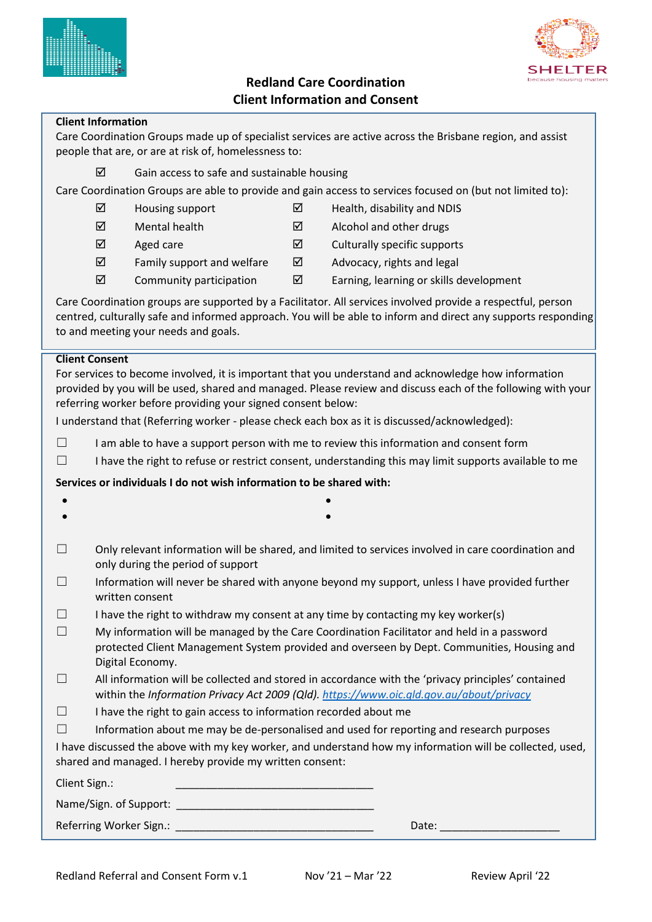# Redland Care Coordination
## Client Information and Consent

**Client Information**

Care Coordination Groups made up of specialist services are active across the Brisbane region, and assist people that are, or are at risk of, homelessness to:

- ☑ Gain access to safe and sustainable housing

Care Coordination Groups are able to provide and gain access to services focused on (but not limited to):

- ☑ Housing support
- ☑ Mental health
- ☑ Aged care
- ☑ Family support and welfare
- ☑ Community participation
- ☑ Health, disability and NDIS
- ☑ Alcohol and other drugs
- ☑ Culturally specific supports
- ☑ Advocacy, rights and legal
- ☑ Earning, learning or skills development

Care Coordination groups are supported by a Facilitator. All services involved provide a respectful, person centred, culturally safe and informed approach. You will be able to inform and direct any supports responding to and meeting your needs and goals.

**Client Consent**

For services to become involved, it is important that you understand and acknowledge how information provided by you will be used, shared and managed. Please review and discuss each of the following with your referring worker before providing your signed consent below:

I understand that (Referring worker - please check each box as it is discussed/acknowledged):

- ☐ I am able to have a support person with me to review this information and consent form
- ☐ I have the right to refuse or restrict consent, understanding this may limit supports available to me

**Services or individuals I do not wish information to be shared with:**

- 
- 
- 
- 

- ☐ Only relevant information will be shared, and limited to services involved in care coordination and only during the period of support
- ☐ Information will never be shared with anyone beyond my support, unless I have provided further written consent
- ☐ I have the right to withdraw my consent at any time by contacting my key worker(s)
- ☐ My information will be managed by the Care Coordination Facilitator and held in a password protected Client Management System provided and overseen by Dept. Communities, Housing and Digital Economy.
- ☐ All information will be collected and stored in accordance with the 'privacy principles' contained within the *Information Privacy Act 2009 (Qld).* https://www.oic.qld.gov.au/about/privacy
- ☐ I have the right to gain access to information recorded about me
- ☐ Information about me may be de-personalised and used for reporting and research purposes

I have discussed the above with my key worker, and understand how my information will be collected, used, shared and managed. I hereby provide my written consent:

Client Sign.: ________________________________

Name/Sign. of Support: ________________________________

Referring Worker Sign.: ________________________________ Date: ____________________

Redland Referral and Consent Form v.1 Nov '21 – Mar '22 Review April '22